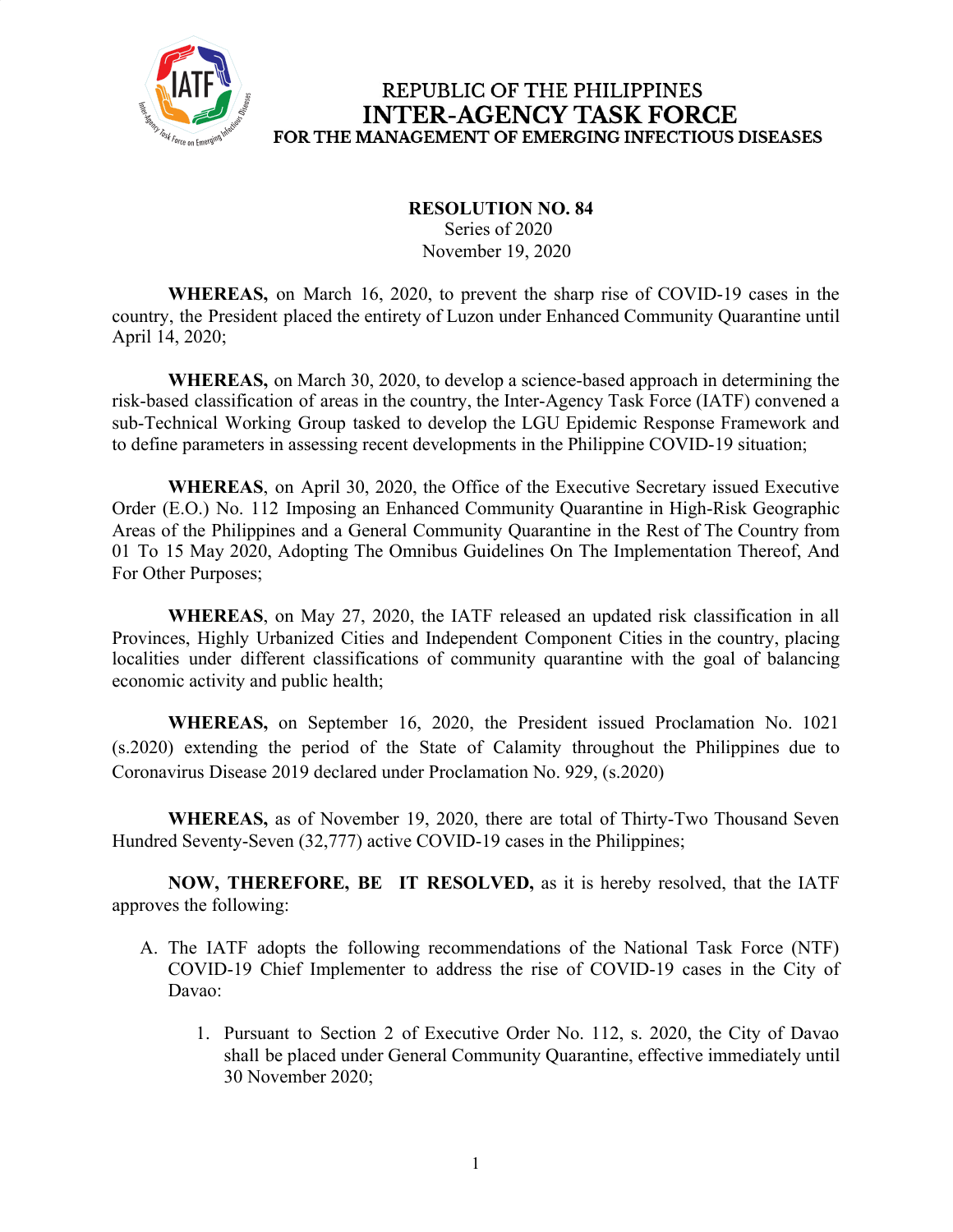REPUBLIC OF THE PHILIPPINES
**INTER-AGENCY TASK FORCE**
**FOR THE MANAGEMENT OF EMERGING INFECTIOUS DISEASES**

**RESOLUTION NO. 84**
Series of 2020
November 19, 2020

**WHEREAS,** on March 16, 2020, to prevent the sharp rise of COVID-19 cases in the country, the President placed the entirety of Luzon under Enhanced Community Quarantine until April 14, 2020;

**WHEREAS,** on March 30, 2020, to develop a science-based approach in determining the risk-based classification of areas in the country, the Inter-Agency Task Force (IATF) convened a sub-Technical Working Group tasked to develop the LGU Epidemic Response Framework and to define parameters in assessing recent developments in the Philippine COVID-19 situation;

**WHEREAS**, on April 30, 2020, the Office of the Executive Secretary issued Executive Order (E.O.) No. 112 Imposing an Enhanced Community Quarantine in High-Risk Geographic Areas of the Philippines and a General Community Quarantine in the Rest of The Country from 01 To 15 May 2020, Adopting The Omnibus Guidelines On The Implementation Thereof, And For Other Purposes;

**WHEREAS**, on May 27, 2020, the IATF released an updated risk classification in all Provinces, Highly Urbanized Cities and Independent Component Cities in the country, placing localities under different classifications of community quarantine with the goal of balancing economic activity and public health;

**WHEREAS,** on September 16, 2020, the President issued Proclamation No. 1021 (s.2020) extending the period of the State of Calamity throughout the Philippines due to Coronavirus Disease 2019 declared under Proclamation No. 929, (s.2020)

**WHEREAS,** as of November 19, 2020, there are total of Thirty-Two Thousand Seven Hundred Seventy-Seven (32,777) active COVID-19 cases in the Philippines;

**NOW, THEREFORE, BE IT RESOLVED,** as it is hereby resolved, that the IATF approves the following:

A. The IATF adopts the following recommendations of the National Task Force (NTF) COVID-19 Chief Implementer to address the rise of COVID-19 cases in the City of Davao:

   1. Pursuant to Section 2 of Executive Order No. 112, s. 2020, the City of Davao shall be placed under General Community Quarantine, effective immediately until 30 November 2020;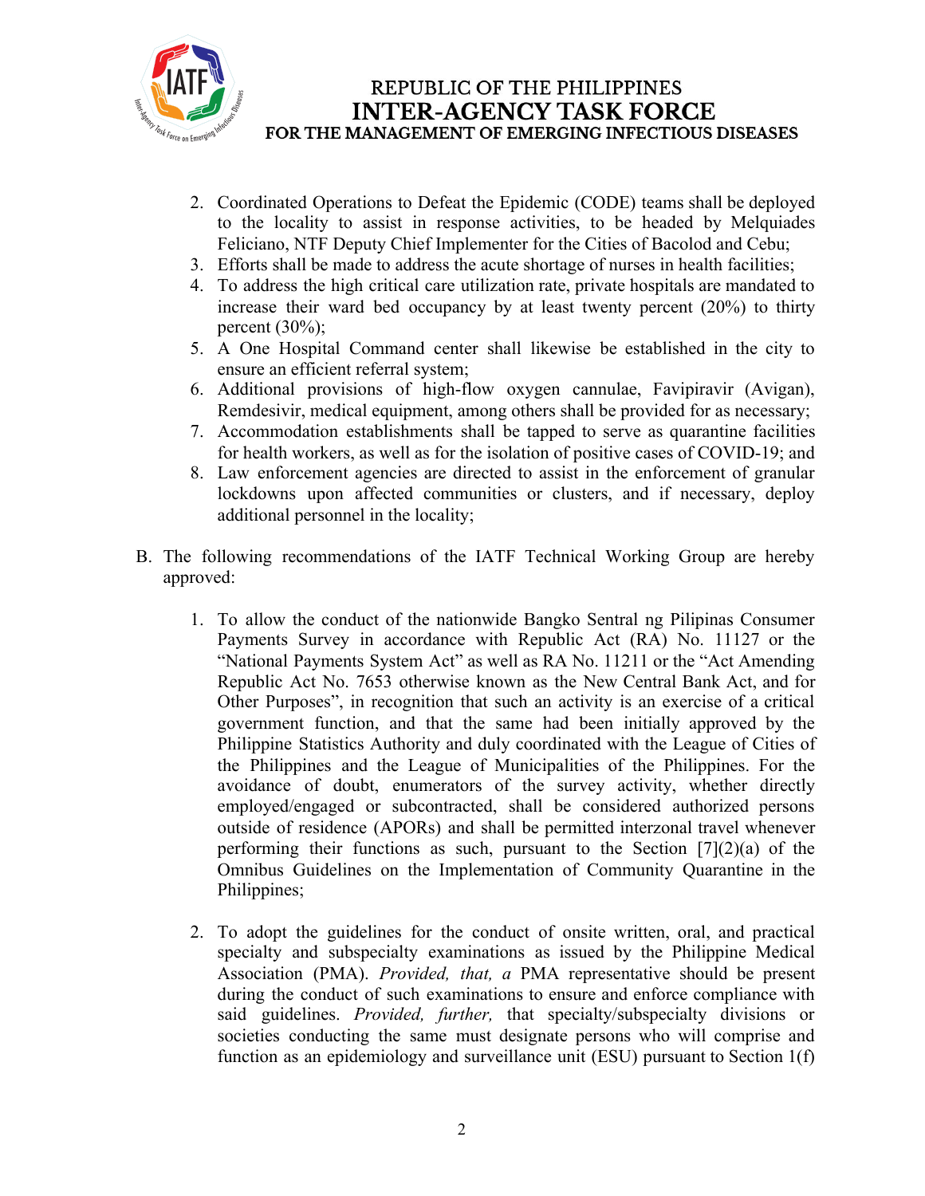2. Coordinated Operations to Defeat the Epidemic (CODE) teams shall be deployed to the locality to assist in response activities, to be headed by Melquiades Feliciano, NTF Deputy Chief Implementer for the Cities of Bacolod and Cebu;
3. Efforts shall be made to address the acute shortage of nurses in health facilities;
4. To address the high critical care utilization rate, private hospitals are mandated to increase their ward bed occupancy by at least twenty percent (20%) to thirty percent (30%);
5. A One Hospital Command center shall likewise be established in the city to ensure an efficient referral system;
6. Additional provisions of high-flow oxygen cannulae, Favipiravir (Avigan), Remdesivir, medical equipment, among others shall be provided for as necessary;
7. Accommodation establishments shall be tapped to serve as quarantine facilities for health workers, as well as for the isolation of positive cases of COVID-19; and
8. Law enforcement agencies are directed to assist in the enforcement of granular lockdowns upon affected communities or clusters, and if necessary, deploy additional personnel in the locality;

B. The following recommendations of the IATF Technical Working Group are hereby approved:

1. To allow the conduct of the nationwide Bangko Sentral ng Pilipinas Consumer Payments Survey in accordance with Republic Act (RA) No. 11127 or the "National Payments System Act" as well as RA No. 11211 or the "Act Amending Republic Act No. 7653 otherwise known as the New Central Bank Act, and for Other Purposes", in recognition that such an activity is an exercise of a critical government function, and that the same had been initially approved by the Philippine Statistics Authority and duly coordinated with the League of Cities of the Philippines and the League of Municipalities of the Philippines. For the avoidance of doubt, enumerators of the survey activity, whether directly employed/engaged or subcontracted, shall be considered authorized persons outside of residence (APORs) and shall be permitted interzonal travel whenever performing their functions as such, pursuant to the Section [7](2)(a) of the Omnibus Guidelines on the Implementation of Community Quarantine in the Philippines;

2. To adopt the guidelines for the conduct of onsite written, oral, and practical specialty and subspecialty examinations as issued by the Philippine Medical Association (PMA). *Provided, that, a* PMA representative should be present during the conduct of such examinations to ensure and enforce compliance with said guidelines. *Provided, further,* that specialty/subspecialty divisions or societies conducting the same must designate persons who will comprise and function as an epidemiology and surveillance unit (ESU) pursuant to Section 1(f)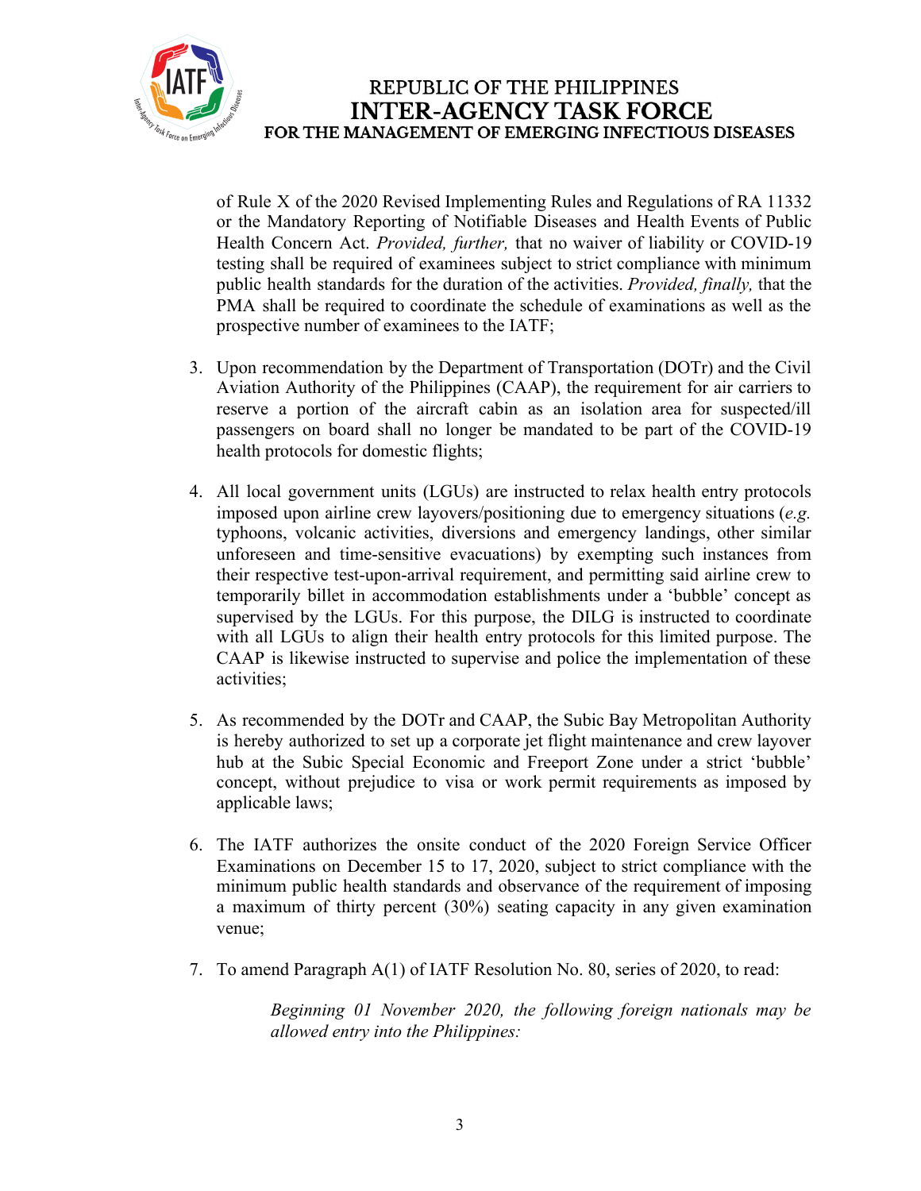of Rule X of the 2020 Revised Implementing Rules and Regulations of RA 11332 or the Mandatory Reporting of Notifiable Diseases and Health Events of Public Health Concern Act. *Provided, further,* that no waiver of liability or COVID-19 testing shall be required of examinees subject to strict compliance with minimum public health standards for the duration of the activities. *Provided, finally,* that the PMA shall be required to coordinate the schedule of examinations as well as the prospective number of examinees to the IATF;

3. Upon recommendation by the Department of Transportation (DOTr) and the Civil Aviation Authority of the Philippines (CAAP), the requirement for air carriers to reserve a portion of the aircraft cabin as an isolation area for suspected/ill passengers on board shall no longer be mandated to be part of the COVID-19 health protocols for domestic flights;

4. All local government units (LGUs) are instructed to relax health entry protocols imposed upon airline crew layovers/positioning due to emergency situations (*e.g.* typhoons, volcanic activities, diversions and emergency landings, other similar unforeseen and time-sensitive evacuations) by exempting such instances from their respective test-upon-arrival requirement, and permitting said airline crew to temporarily billet in accommodation establishments under a 'bubble' concept as supervised by the LGUs. For this purpose, the DILG is instructed to coordinate with all LGUs to align their health entry protocols for this limited purpose. The CAAP is likewise instructed to supervise and police the implementation of these activities;

5. As recommended by the DOTr and CAAP, the Subic Bay Metropolitan Authority is hereby authorized to set up a corporate jet flight maintenance and crew layover hub at the Subic Special Economic and Freeport Zone under a strict 'bubble' concept, without prejudice to visa or work permit requirements as imposed by applicable laws;

6. The IATF authorizes the onsite conduct of the 2020 Foreign Service Officer Examinations on December 15 to 17, 2020, subject to strict compliance with the minimum public health standards and observance of the requirement of imposing a maximum of thirty percent (30%) seating capacity in any given examination venue;

7. To amend Paragraph A(1) of IATF Resolution No. 80, series of 2020, to read:

    *Beginning 01 November 2020, the following foreign nationals may be allowed entry into the Philippines:*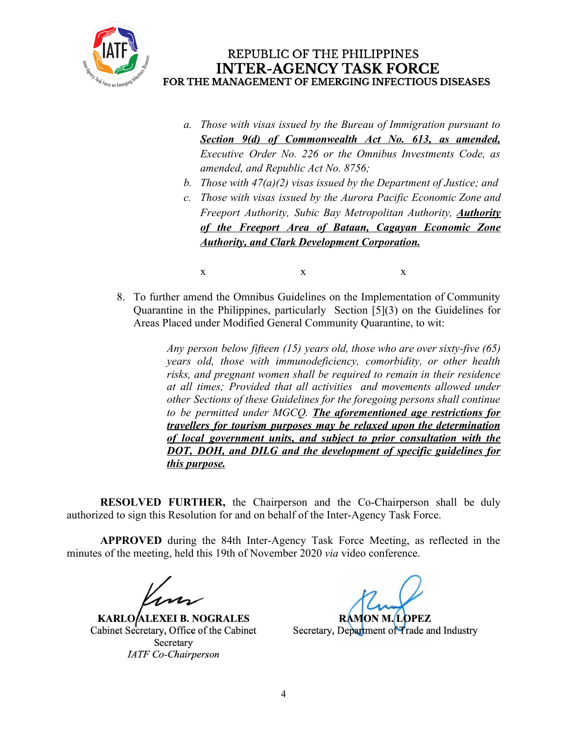a. *Those with visas issued by the Bureau of Immigration pursuant to* ***<u>Section 9(d) of Commonwealth Act No. 613, as amended,</u>*** *Executive Order No. 226 or the Omnibus Investments Code, as amended, and Republic Act No. 8756;*

b. *Those with 47(a)(2) visas issued by the Department of Justice; and*

c. *Those with visas issued by the Aurora Pacific Economic Zone and Freeport Authority, Subic Bay Metropolitan Authority,* ***<u>Authority of the Freeport Area of Bataan, Cagayan Economic Zone Authority, and Clark Development Corporation.</u>***

x x x

8. To further amend the Omnibus Guidelines on the Implementation of Community Quarantine in the Philippines, particularly Section [5](3) on the Guidelines for Areas Placed under Modified General Community Quarantine, to wit:

> *Any person below fifteen (15) years old, those who are over sixty-five (65) years old, those with immunodeficiency, comorbidity, or other health risks, and pregnant women shall be required to remain in their residence at all times; Provided that all activities and movements allowed under other Sections of these Guidelines for the foregoing persons shall continue to be permitted under MGCQ.* ***<u>The aforementioned age restrictions for travellers for tourism purposes may be relaxed upon the determination of local government units, and subject to prior consultation with the DOT, DOH, and DILG and the development of specific guidelines for this purpose.</u>***

**RESOLVED FURTHER,** the Chairperson and the Co-Chairperson shall be duly authorized to sign this Resolution for and on behalf of the Inter-Agency Task Force.

**APPROVED** during the 84th Inter-Agency Task Force Meeting, as reflected in the minutes of the meeting, held this 19th of November 2020 *via* video conference.

**KARLO ALEXEI B. NOGRALES**
Cabinet Secretary, Office of the Cabinet Secretary
*IATF Co-Chairperson*

**RAMON M. LOPEZ**
Secretary, Department of Trade and Industry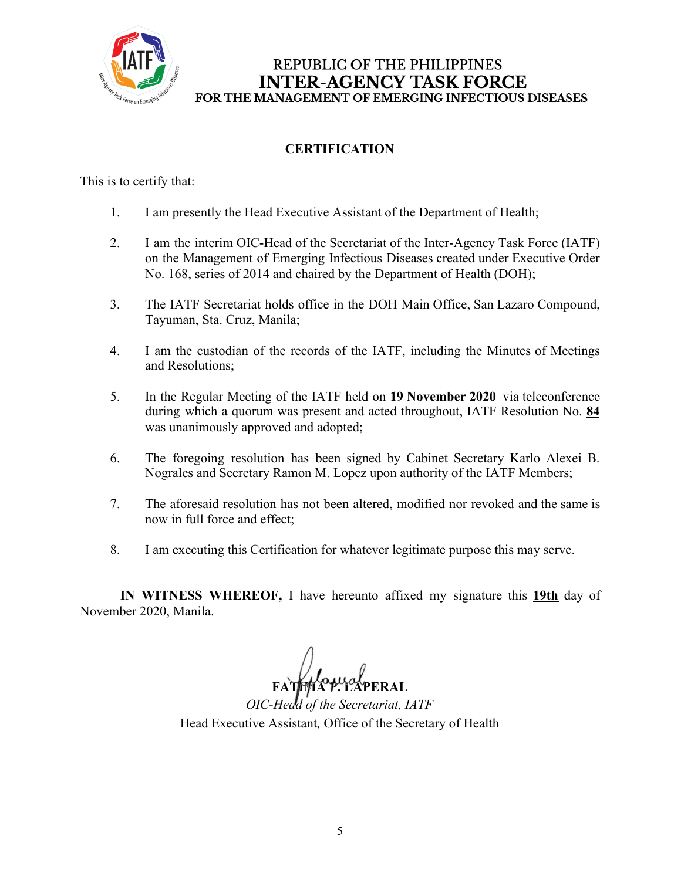REPUBLIC OF THE PHILIPPINES
**INTER-AGENCY TASK FORCE**
**FOR THE MANAGEMENT OF EMERGING INFECTIOUS DISEASES**

## CERTIFICATION

This is to certify that:

1. I am presently the Head Executive Assistant of the Department of Health;

2. I am the interim OIC-Head of the Secretariat of the Inter-Agency Task Force (IATF) on the Management of Emerging Infectious Diseases created under Executive Order No. 168, series of 2014 and chaired by the Department of Health (DOH);

3. The IATF Secretariat holds office in the DOH Main Office, San Lazaro Compound, Tayuman, Sta. Cruz, Manila;

4. I am the custodian of the records of the IATF, including the Minutes of Meetings and Resolutions;

5. In the Regular Meeting of the IATF held on **19 November 2020** via teleconference during which a quorum was present and acted throughout, IATF Resolution No. **84** was unanimously approved and adopted;

6. The foregoing resolution has been signed by Cabinet Secretary Karlo Alexei B. Nograles and Secretary Ramon M. Lopez upon authority of the IATF Members;

7. The aforesaid resolution has not been altered, modified nor revoked and the same is now in full force and effect;

8. I am executing this Certification for whatever legitimate purpose this may serve.

**IN WITNESS WHEREOF,** I have hereunto affixed my signature this **19th** day of November 2020, Manila.

**FATIMA P. LAPERAL**
*OIC-Head of the Secretariat, IATF*
Head Executive Assistant, Office of the Secretary of Health